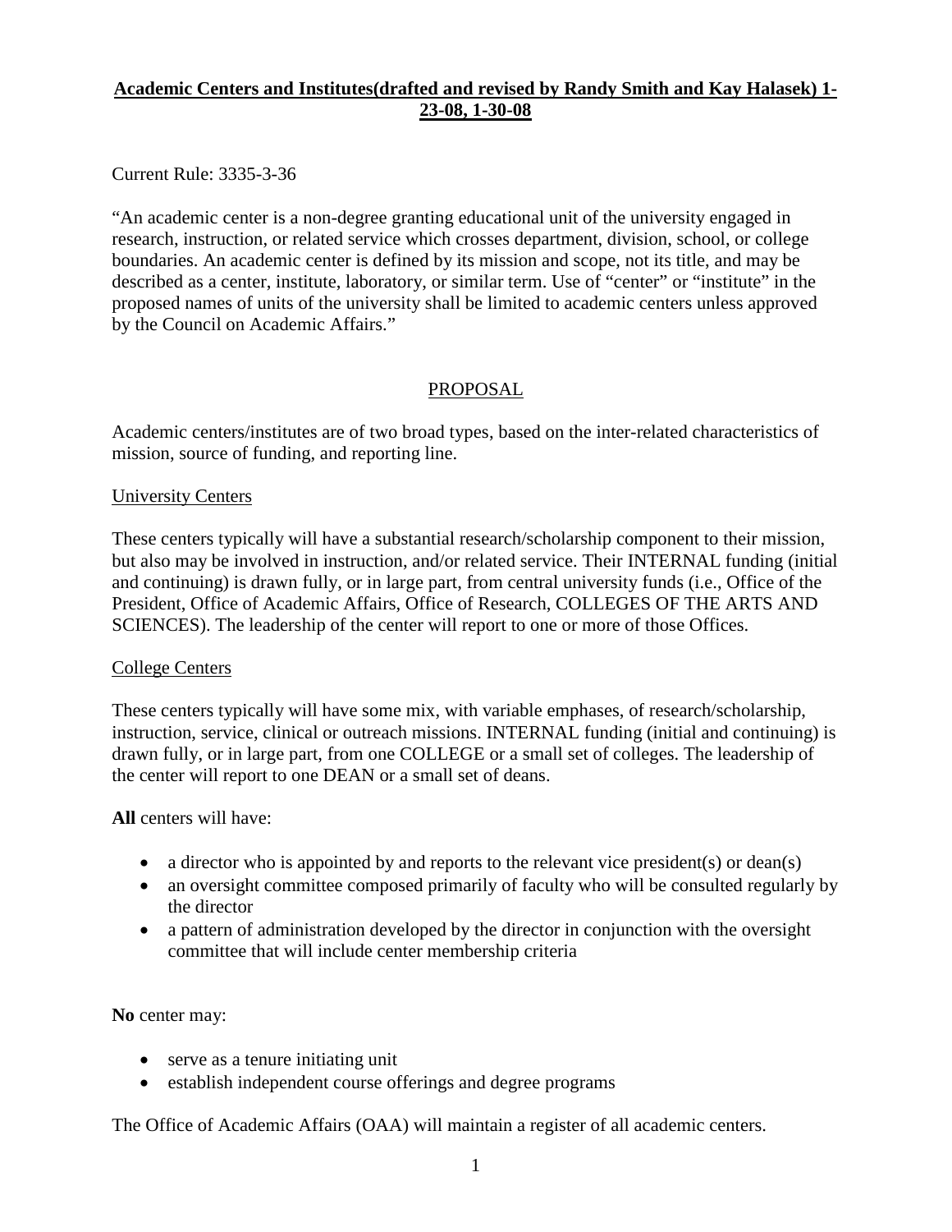**<u>Academic Centers and Institutes(drafted and revised by Randy Smith and Kay Halasek) 1-23-08, 1-30-08</u>**

Current Rule: 3335-3-36

"An academic center is a non-degree granting educational unit of the university engaged in research, instruction, or related service which crosses department, division, school, or college boundaries. An academic center is defined by its mission and scope, not its title, and may be described as a center, institute, laboratory, or similar term. Use of "center" or "institute" in the proposed names of units of the university shall be limited to academic centers unless approved by the Council on Academic Affairs."

<u>PROPOSAL</u>

Academic centers/institutes are of two broad types, based on the inter-related characteristics of mission, source of funding, and reporting line.

<u>University Centers</u>

These centers typically will have a substantial research/scholarship component to their mission, but also may be involved in instruction, and/or related service. Their INTERNAL funding (initial and continuing) is drawn fully, or in large part, from central university funds (i.e., Office of the President, Office of Academic Affairs, Office of Research, COLLEGES OF THE ARTS AND SCIENCES). The leadership of the center will report to one or more of those Offices.

<u>College Centers</u>

These centers typically will have some mix, with variable emphases, of research/scholarship, instruction, service, clinical or outreach missions. INTERNAL funding (initial and continuing) is drawn fully, or in large part, from one COLLEGE or a small set of colleges. The leadership of the center will report to one DEAN or a small set of deans.

**All** centers will have:

- a director who is appointed by and reports to the relevant vice president(s) or dean(s)
- an oversight committee composed primarily of faculty who will be consulted regularly by the director
- a pattern of administration developed by the director in conjunction with the oversight committee that will include center membership criteria

**No** center may:

- serve as a tenure initiating unit
- establish independent course offerings and degree programs

The Office of Academic Affairs (OAA) will maintain a register of all academic centers.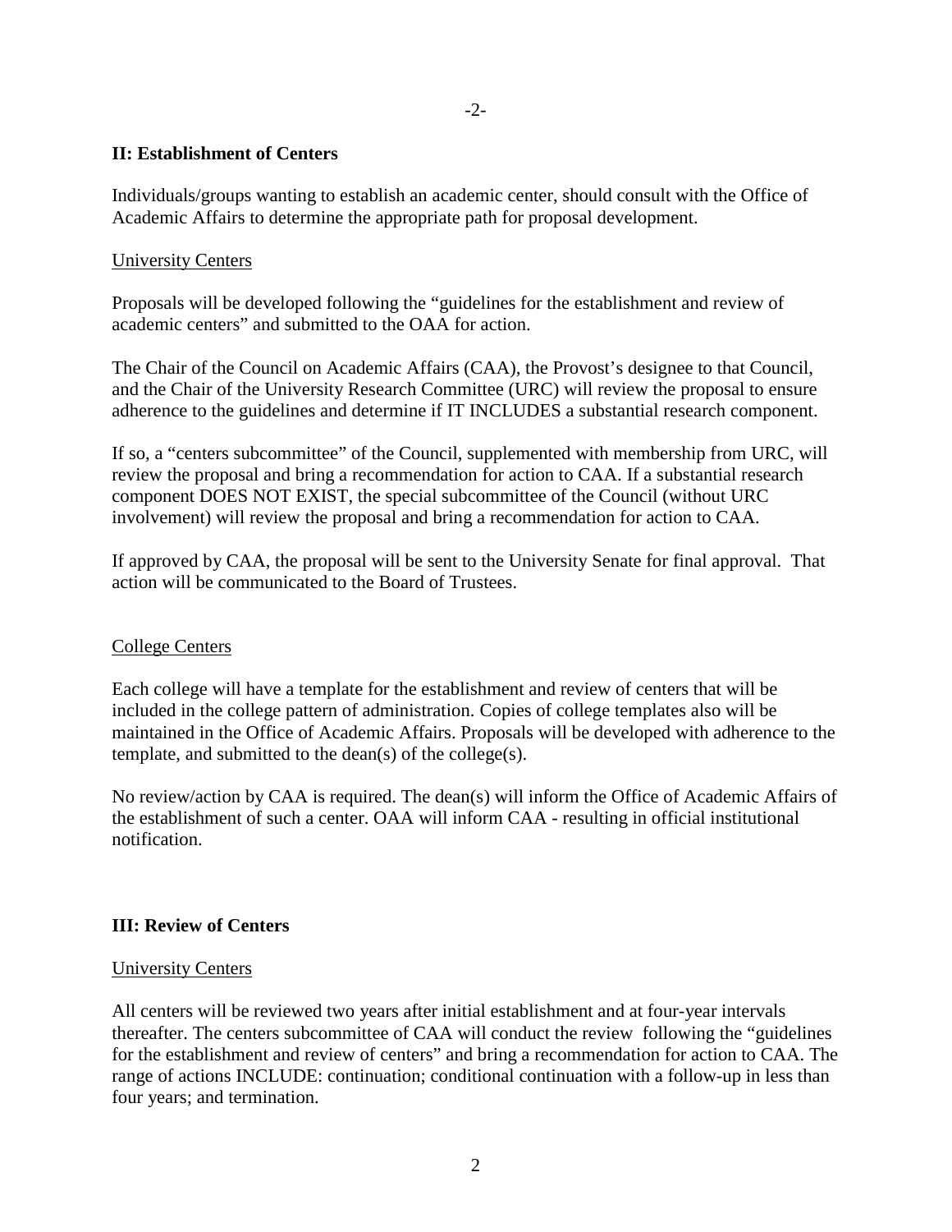## II: Establishment of Centers

Individuals/groups wanting to establish an academic center, should consult with the Office of Academic Affairs to determine the appropriate path for proposal development.

University Centers

Proposals will be developed following the "guidelines for the establishment and review of academic centers" and submitted to the OAA for action.

The Chair of the Council on Academic Affairs (CAA), the Provost's designee to that Council, and the Chair of the University Research Committee (URC) will review the proposal to ensure adherence to the guidelines and determine if IT INCLUDES a substantial research component.

If so, a "centers subcommittee" of the Council, supplemented with membership from URC, will review the proposal and bring a recommendation for action to CAA. If a substantial research component DOES NOT EXIST, the special subcommittee of the Council (without URC involvement) will review the proposal and bring a recommendation for action to CAA.

If approved by CAA, the proposal will be sent to the University Senate for final approval. That action will be communicated to the Board of Trustees.

College Centers

Each college will have a template for the establishment and review of centers that will be included in the college pattern of administration. Copies of college templates also will be maintained in the Office of Academic Affairs. Proposals will be developed with adherence to the template, and submitted to the dean(s) of the college(s).

No review/action by CAA is required. The dean(s) will inform the Office of Academic Affairs of the establishment of such a center. OAA will inform CAA - resulting in official institutional notification.

## III: Review of Centers

University Centers

All centers will be reviewed two years after initial establishment and at four-year intervals thereafter. The centers subcommittee of CAA will conduct the review following the "guidelines for the establishment and review of centers" and bring a recommendation for action to CAA. The range of actions INCLUDE: continuation; conditional continuation with a follow-up in less than four years; and termination.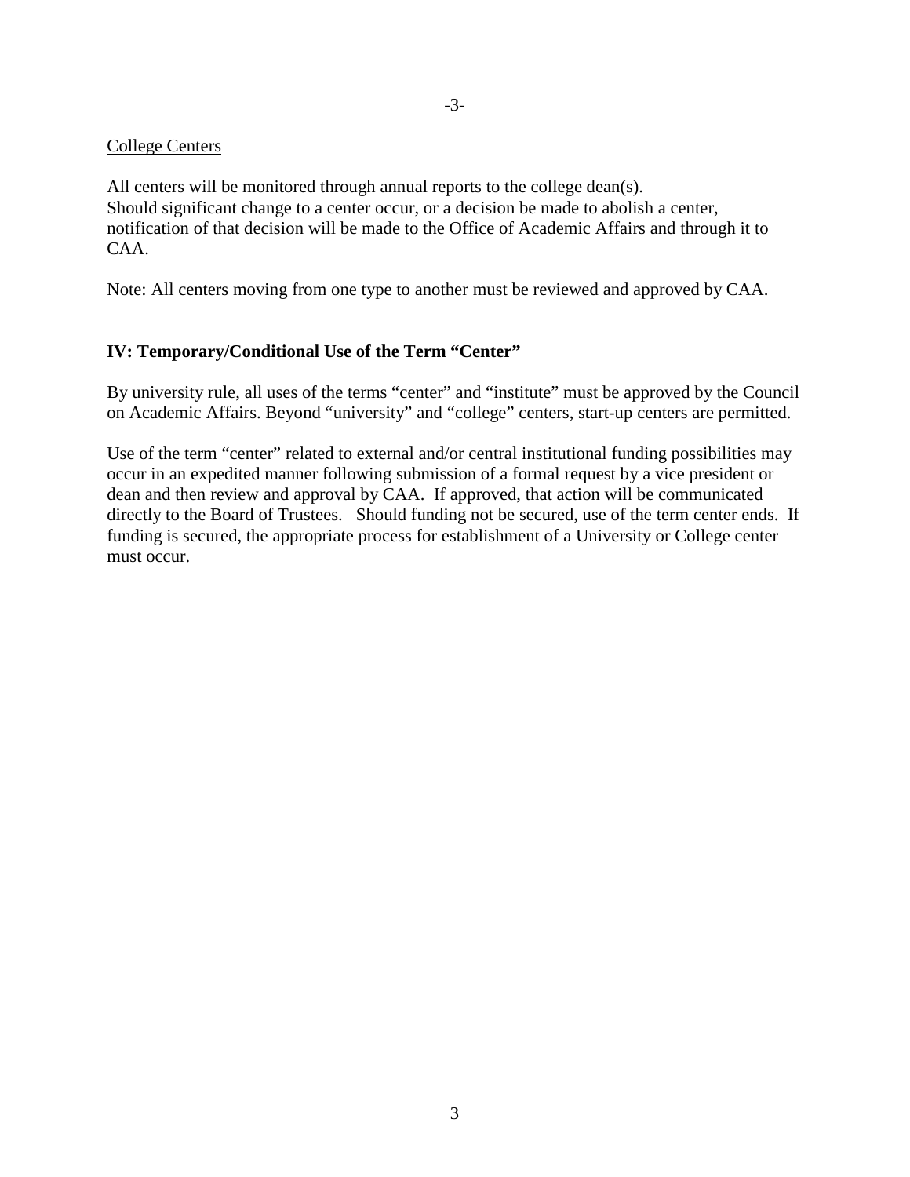College Centers

All centers will be monitored through annual reports to the college dean(s).
Should significant change to a center occur, or a decision be made to abolish a center, notification of that decision will be made to the Office of Academic Affairs and through it to CAA.

Note: All centers moving from one type to another must be reviewed and approved by CAA.

## IV: Temporary/Conditional Use of the Term "Center"

By university rule, all uses of the terms "center" and "institute" must be approved by the Council on Academic Affairs. Beyond "university" and "college" centers, start-up centers are permitted.

Use of the term "center" related to external and/or central institutional funding possibilities may occur in an expedited manner following submission of a formal request by a vice president or dean and then review and approval by CAA. If approved, that action will be communicated directly to the Board of Trustees. Should funding not be secured, use of the term center ends. If funding is secured, the appropriate process for establishment of a University or College center must occur.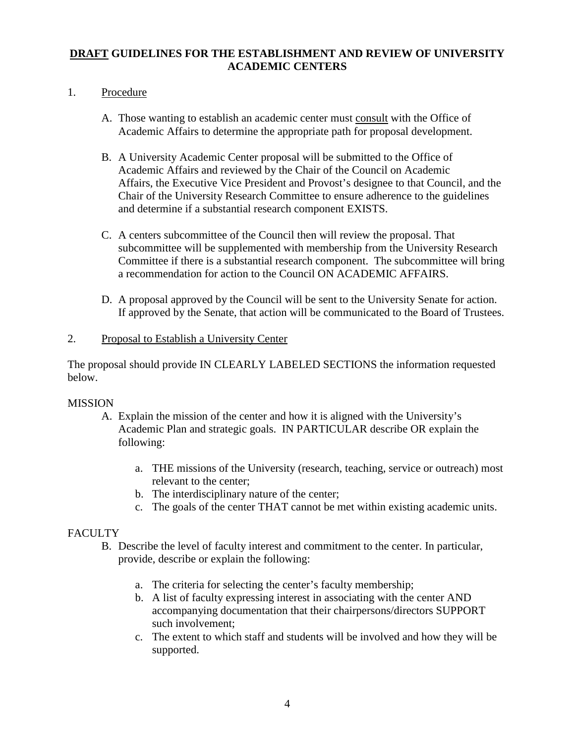**<u>DRAFT</u> GUIDELINES FOR THE ESTABLISHMENT AND REVIEW OF UNIVERSITY ACADEMIC CENTERS**

1. <u>Procedure</u>

   A. Those wanting to establish an academic center must <u>consult</u> with the Office of Academic Affairs to determine the appropriate path for proposal development.

   B. A University Academic Center proposal will be submitted to the Office of Academic Affairs and reviewed by the Chair of the Council on Academic Affairs, the Executive Vice President and Provost's designee to that Council, and the Chair of the University Research Committee to ensure adherence to the guidelines and determine if a substantial research component EXISTS.

   C. A centers subcommittee of the Council then will review the proposal. That subcommittee will be supplemented with membership from the University Research Committee if there is a substantial research component. The subcommittee will bring a recommendation for action to the Council ON ACADEMIC AFFAIRS.

   D. A proposal approved by the Council will be sent to the University Senate for action. If approved by the Senate, that action will be communicated to the Board of Trustees.

2. <u>Proposal to Establish a University Center</u>

The proposal should provide IN CLEARLY LABELED SECTIONS the information requested below.

MISSION

A. Explain the mission of the center and how it is aligned with the University's Academic Plan and strategic goals. IN PARTICULAR describe OR explain the following:

   a. THE missions of the University (research, teaching, service or outreach) most relevant to the center;
   b. The interdisciplinary nature of the center;
   c. The goals of the center THAT cannot be met within existing academic units.

FACULTY

B. Describe the level of faculty interest and commitment to the center. In particular, provide, describe or explain the following:

   a. The criteria for selecting the center's faculty membership;
   b. A list of faculty expressing interest in associating with the center AND accompanying documentation that their chairpersons/directors SUPPORT such involvement;
   c. The extent to which staff and students will be involved and how they will be supported.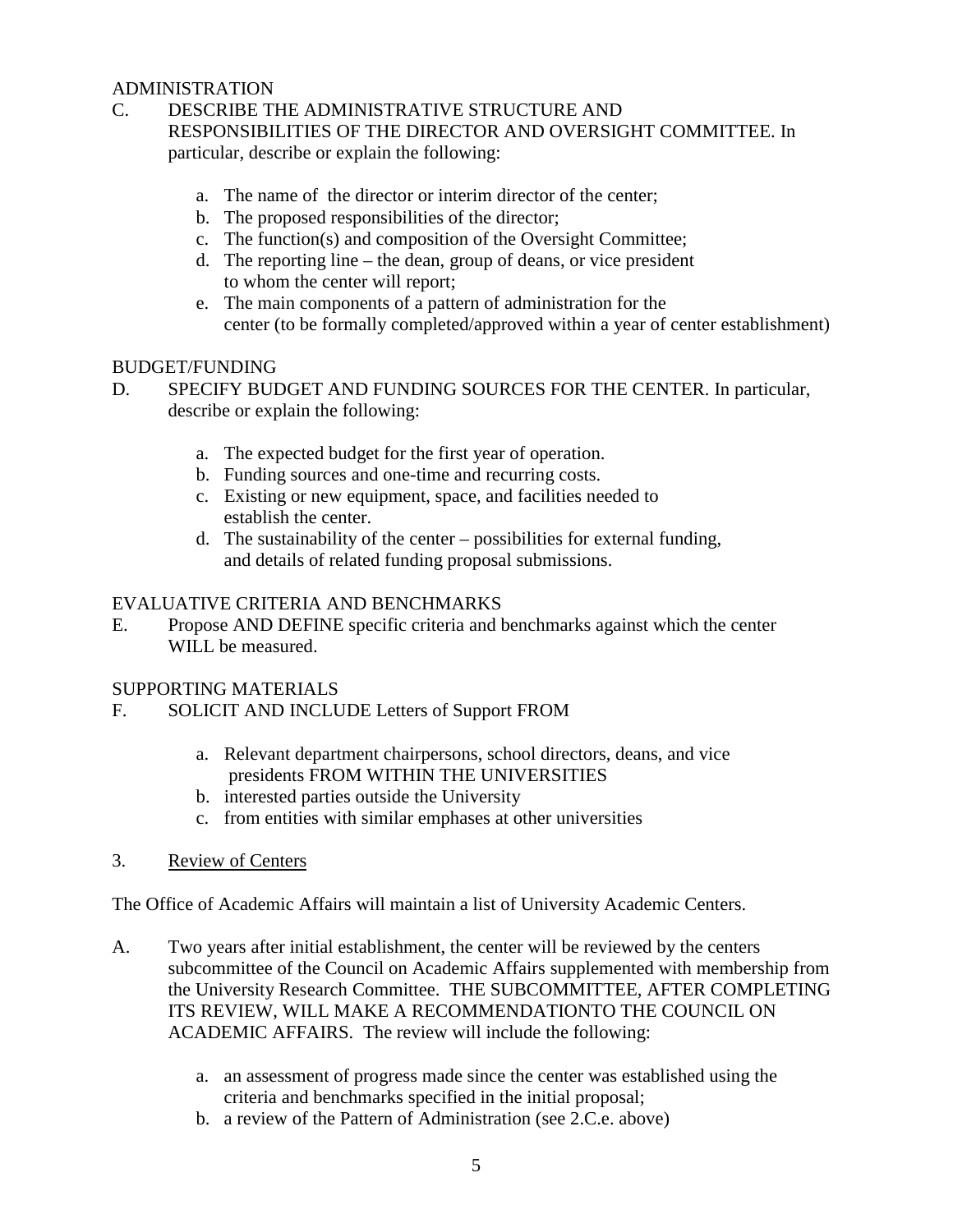ADMINISTRATION

C. DESCRIBE THE ADMINISTRATIVE STRUCTURE AND RESPONSIBILITIES OF THE DIRECTOR AND OVERSIGHT COMMITTEE. In particular, describe or explain the following:

   a. The name of the director or interim director of the center;
   b. The proposed responsibilities of the director;
   c. The function(s) and composition of the Oversight Committee;
   d. The reporting line – the dean, group of deans, or vice president to whom the center will report;
   e. The main components of a pattern of administration for the center (to be formally completed/approved within a year of center establishment)

BUDGET/FUNDING

D. SPECIFY BUDGET AND FUNDING SOURCES FOR THE CENTER. In particular, describe or explain the following:

   a. The expected budget for the first year of operation.
   b. Funding sources and one-time and recurring costs.
   c. Existing or new equipment, space, and facilities needed to establish the center.
   d. The sustainability of the center – possibilities for external funding, and details of related funding proposal submissions.

EVALUATIVE CRITERIA AND BENCHMARKS

E. Propose AND DEFINE specific criteria and benchmarks against which the center WILL be measured.

SUPPORTING MATERIALS

F. SOLICIT AND INCLUDE Letters of Support FROM

   a. Relevant department chairpersons, school directors, deans, and vice presidents FROM WITHIN THE UNIVERSITIES
   b. interested parties outside the University
   c. from entities with similar emphases at other universities

3. <u>Review of Centers</u>

The Office of Academic Affairs will maintain a list of University Academic Centers.

A. Two years after initial establishment, the center will be reviewed by the centers subcommittee of the Council on Academic Affairs supplemented with membership from the University Research Committee. THE SUBCOMMITTEE, AFTER COMPLETING ITS REVIEW, WILL MAKE A RECOMMENDATIONTO THE COUNCIL ON ACADEMIC AFFAIRS. The review will include the following:

   a. an assessment of progress made since the center was established using the criteria and benchmarks specified in the initial proposal;
   b. a review of the Pattern of Administration (see 2.C.e. above)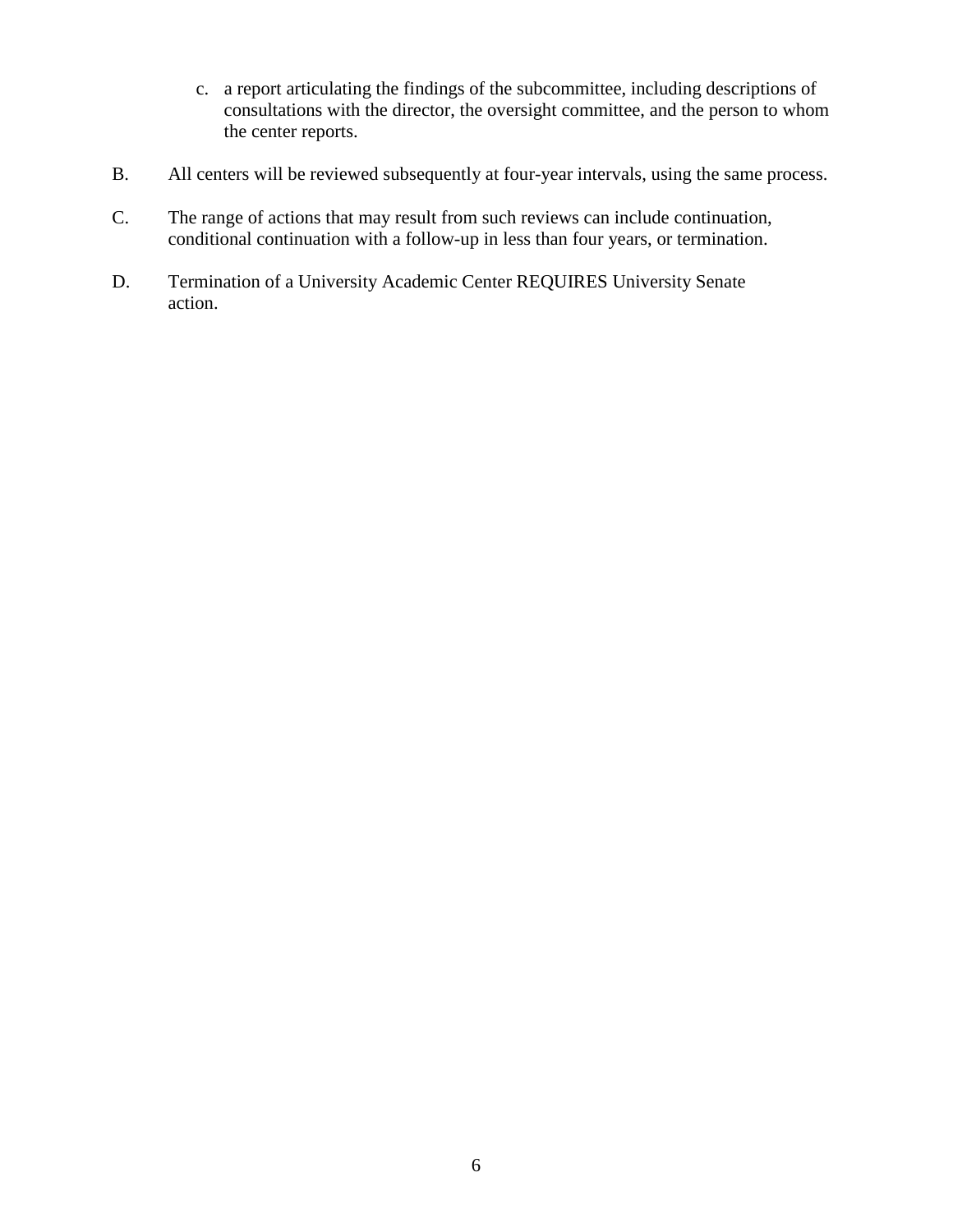c. a report articulating the findings of the subcommittee, including descriptions of consultations with the director, the oversight committee, and the person to whom the center reports.

B. All centers will be reviewed subsequently at four-year intervals, using the same process.

C. The range of actions that may result from such reviews can include continuation, conditional continuation with a follow-up in less than four years, or termination.

D. Termination of a University Academic Center REQUIRES University Senate action.